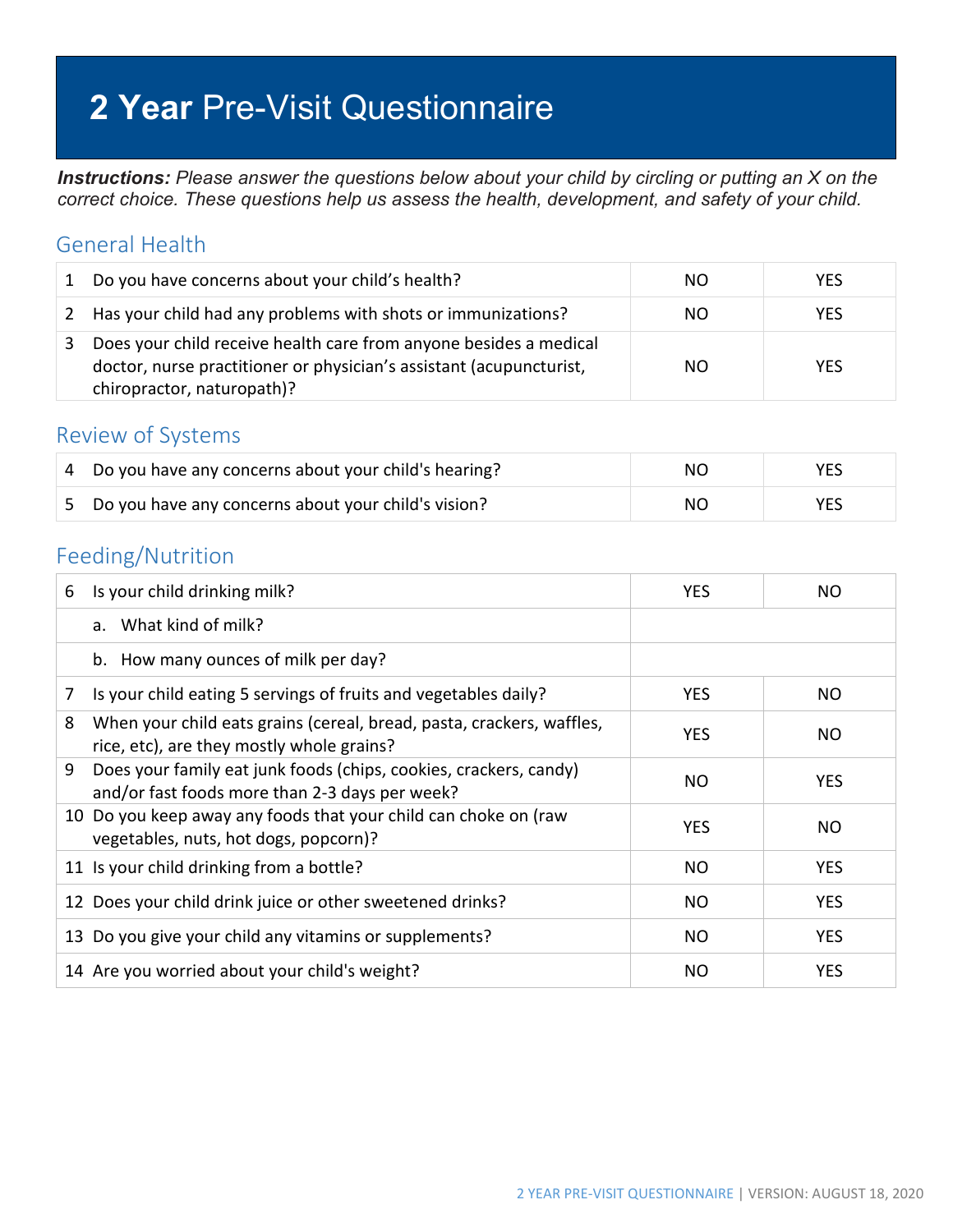# **2 Year** Pre-Visit Questionnaire

***Instructions:*** *Please answer the questions below about your child by circling or putting an X on the correct choice. These questions help us assess the health, development, and safety of your child.*

## General Health

| | | | |
|---|---|---|---|
| 1 | Do you have concerns about your child's health? | NO | YES |
| 2 | Has your child had any problems with shots or immunizations? | NO | YES |
| 3 | Does your child receive health care from anyone besides a medical doctor, nurse practitioner or physician's assistant (acupuncturist, chiropractor, naturopath)? | NO | YES |

## Review of Systems

| | | | |
|---|---|---|---|
| 4 | Do you have any concerns about your child's hearing? | NO | YES |
| 5 | Do you have any concerns about your child's vision? | NO | YES |

## Feeding/Nutrition

| | | | |
|---|---|---|---|
| 6 | Is your child drinking milk? | YES | NO |
| | a. What kind of milk? | | |
| | b. How many ounces of milk per day? | | |
| 7 | Is your child eating 5 servings of fruits and vegetables daily? | YES | NO |
| 8 | When your child eats grains (cereal, bread, pasta, crackers, waffles, rice, etc), are they mostly whole grains? | YES | NO |
| 9 | Does your family eat junk foods (chips, cookies, crackers, candy) and/or fast foods more than 2-3 days per week? | NO | YES |
| 10 | Do you keep away any foods that your child can choke on (raw vegetables, nuts, hot dogs, popcorn)? | YES | NO |
| 11 | Is your child drinking from a bottle? | NO | YES |
| 12 | Does your child drink juice or other sweetened drinks? | NO | YES |
| 13 | Do you give your child any vitamins or supplements? | NO | YES |
| 14 | Are you worried about your child's weight? | NO | YES |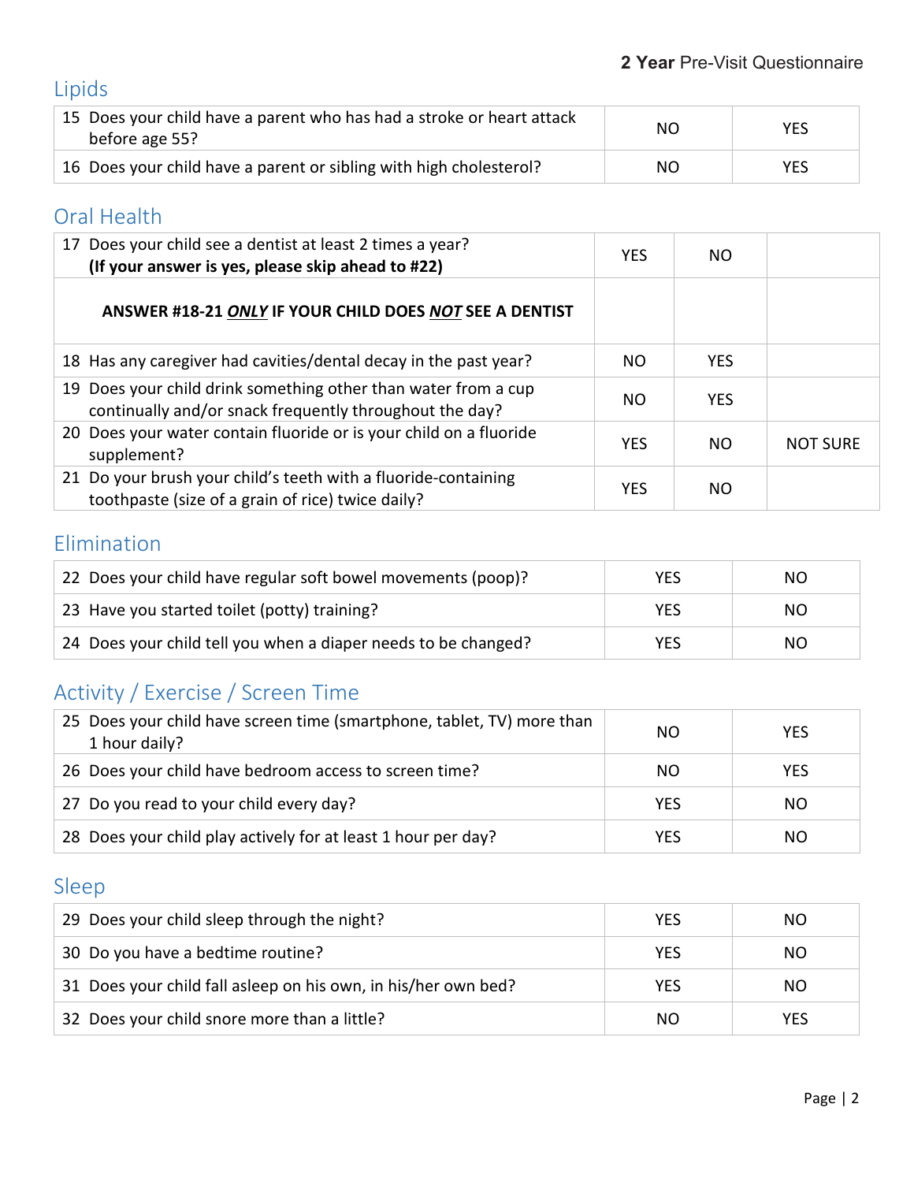## Lipids

| | | |
|---|---|---|
| 15 Does your child have a parent who has had a stroke or heart attack before age 55? | NO | YES |
| 16 Does your child have a parent or sibling with high cholesterol? | NO | YES |

## Oral Health

| | | | |
|---|---|---|---|
| 17 Does your child see a dentist at least 2 times a year? **(If your answer is yes, please skip ahead to #22)** | YES | NO | |
| **ANSWER #18-21 *ONLY* IF YOUR CHILD DOES *NOT* SEE A DENTIST** | | | |
| 18 Has any caregiver had cavities/dental decay in the past year? | NO | YES | |
| 19 Does your child drink something other than water from a cup continually and/or snack frequently throughout the day? | NO | YES | |
| 20 Does your water contain fluoride or is your child on a fluoride supplement? | YES | NO | NOT SURE |
| 21 Do your brush your child's teeth with a fluoride-containing toothpaste (size of a grain of rice) twice daily? | YES | NO | |

## Elimination

| | | |
|---|---|---|
| 22 Does your child have regular soft bowel movements (poop)? | YES | NO |
| 23 Have you started toilet (potty) training? | YES | NO |
| 24 Does your child tell you when a diaper needs to be changed? | YES | NO |

## Activity / Exercise / Screen Time

| | | |
|---|---|---|
| 25 Does your child have screen time (smartphone, tablet, TV) more than 1 hour daily? | NO | YES |
| 26 Does your child have bedroom access to screen time? | NO | YES |
| 27 Do you read to your child every day? | YES | NO |
| 28 Does your child play actively for at least 1 hour per day? | YES | NO |

## Sleep

| | | |
|---|---|---|
| 29 Does your child sleep through the night? | YES | NO |
| 30 Do you have a bedtime routine? | YES | NO |
| 31 Does your child fall asleep on his own, in his/her own bed? | YES | NO |
| 32 Does your child snore more than a little? | NO | YES |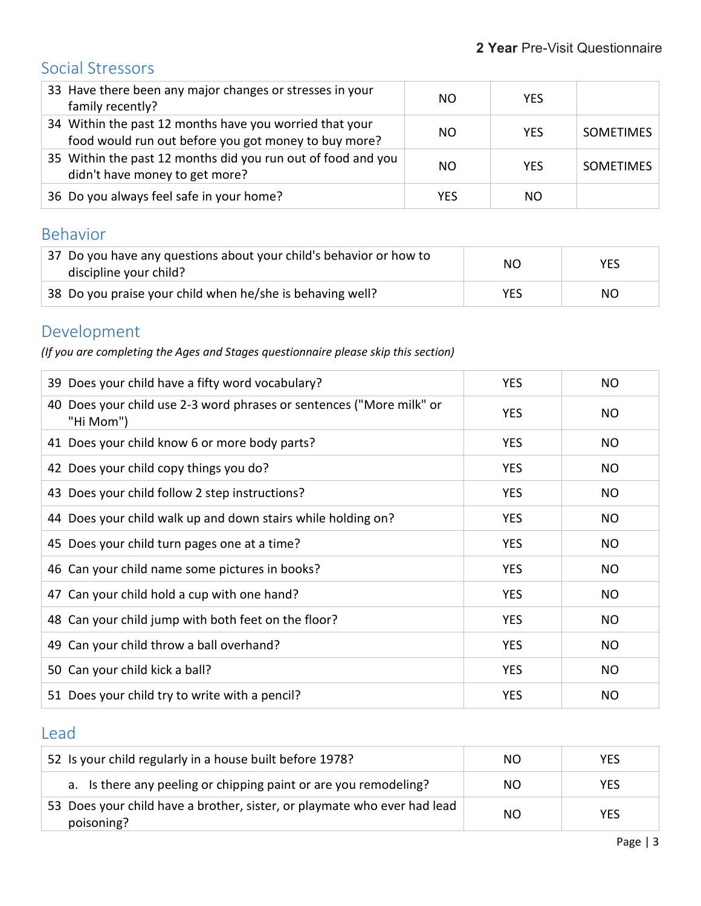## Social Stressors

| | | | |
|---|---|---|---|
| 33 Have there been any major changes or stresses in your family recently? | NO | YES | |
| 34 Within the past 12 months have you worried that your food would run out before you got money to buy more? | NO | YES | SOMETIMES |
| 35 Within the past 12 months did you run out of food and you didn't have money to get more? | NO | YES | SOMETIMES |
| 36 Do you always feel safe in your home? | YES | NO | |

## Behavior

| | | |
|---|---|---|
| 37 Do you have any questions about your child's behavior or how to discipline your child? | NO | YES |
| 38 Do you praise your child when he/she is behaving well? | YES | NO |

## Development

*(If you are completing the Ages and Stages questionnaire please skip this section)*

| | | |
|---|---|---|
| 39 Does your child have a fifty word vocabulary? | YES | NO |
| 40 Does your child use 2-3 word phrases or sentences ("More milk" or "Hi Mom") | YES | NO |
| 41 Does your child know 6 or more body parts? | YES | NO |
| 42 Does your child copy things you do? | YES | NO |
| 43 Does your child follow 2 step instructions? | YES | NO |
| 44 Does your child walk up and down stairs while holding on? | YES | NO |
| 45 Does your child turn pages one at a time? | YES | NO |
| 46 Can your child name some pictures in books? | YES | NO |
| 47 Can your child hold a cup with one hand? | YES | NO |
| 48 Can your child jump with both feet on the floor? | YES | NO |
| 49 Can your child throw a ball overhand? | YES | NO |
| 50 Can your child kick a ball? | YES | NO |
| 51 Does your child try to write with a pencil? | YES | NO |

## Lead

| | | |
|---|---|---|
| 52 Is your child regularly in a house built before 1978? | NO | YES |
| a. Is there any peeling or chipping paint or are you remodeling? | NO | YES |
| 53 Does your child have a brother, sister, or playmate who ever had lead poisoning? | NO | YES |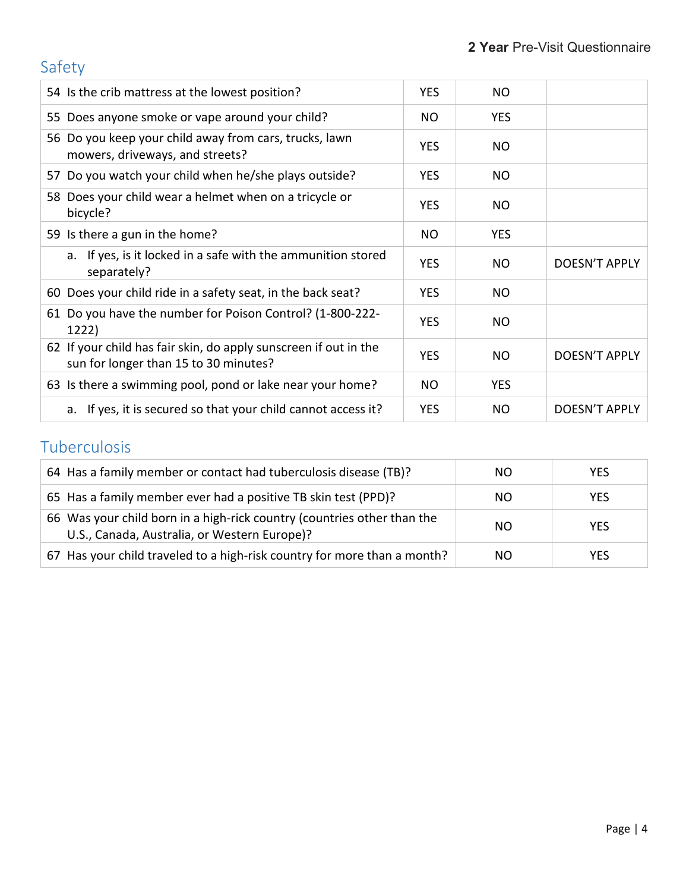## Safety

| | | | |
|---|---|---|---|
| 54 Is the crib mattress at the lowest position? | YES | NO | |
| 55 Does anyone smoke or vape around your child? | NO | YES | |
| 56 Do you keep your child away from cars, trucks, lawn mowers, driveways, and streets? | YES | NO | |
| 57 Do you watch your child when he/she plays outside? | YES | NO | |
| 58 Does your child wear a helmet when on a tricycle or bicycle? | YES | NO | |
| 59 Is there a gun in the home? | NO | YES | |
| a. If yes, is it locked in a safe with the ammunition stored separately? | YES | NO | DOESN'T APPLY |
| 60 Does your child ride in a safety seat, in the back seat? | YES | NO | |
| 61 Do you have the number for Poison Control? (1-800-222-1222) | YES | NO | |
| 62 If your child has fair skin, do apply sunscreen if out in the sun for longer than 15 to 30 minutes? | YES | NO | DOESN'T APPLY |
| 63 Is there a swimming pool, pond or lake near your home? | NO | YES | |
| a. If yes, it is secured so that your child cannot access it? | YES | NO | DOESN'T APPLY |

## Tuberculosis

| | | |
|---|---|---|
| 64 Has a family member or contact had tuberculosis disease (TB)? | NO | YES |
| 65 Has a family member ever had a positive TB skin test (PPD)? | NO | YES |
| 66 Was your child born in a high-rick country (countries other than the U.S., Canada, Australia, or Western Europe)? | NO | YES |
| 67 Has your child traveled to a high-risk country for more than a month? | NO | YES |